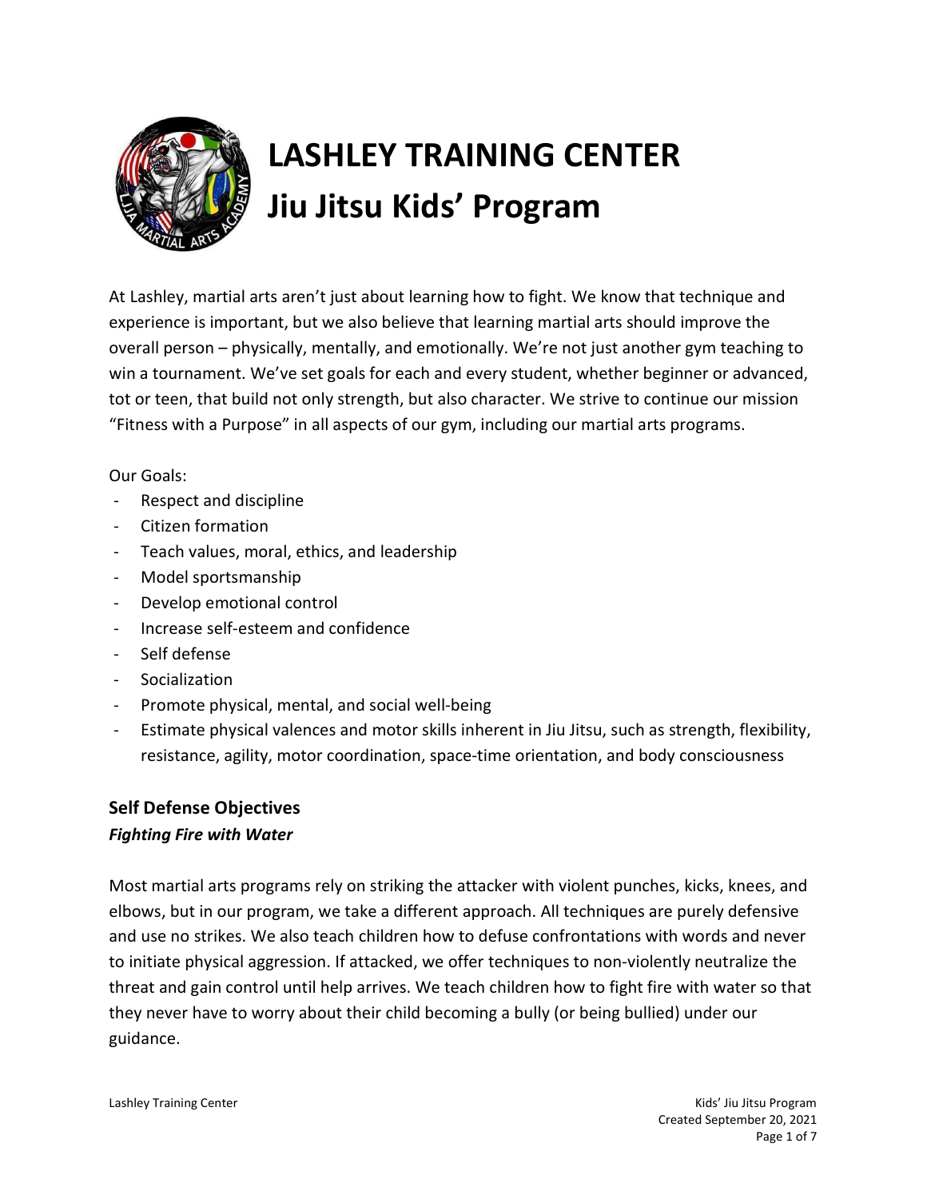# LASHLEY TRAINING CENTER
# Jiu Jitsu Kids' Program

At Lashley, martial arts aren't just about learning how to fight. We know that technique and experience is important, but we also believe that learning martial arts should improve the overall person – physically, mentally, and emotionally. We're not just another gym teaching to win a tournament. We've set goals for each and every student, whether beginner or advanced, tot or teen, that build not only strength, but also character. We strive to continue our mission "Fitness with a Purpose" in all aspects of our gym, including our martial arts programs.

Our Goals:

- Respect and discipline
- Citizen formation
- Teach values, moral, ethics, and leadership
- Model sportsmanship
- Develop emotional control
- Increase self-esteem and confidence
- Self defense
- Socialization
- Promote physical, mental, and social well-being
- Estimate physical valences and motor skills inherent in Jiu Jitsu, such as strength, flexibility, resistance, agility, motor coordination, space-time orientation, and body consciousness

## Self Defense Objectives

### *Fighting Fire with Water*

Most martial arts programs rely on striking the attacker with violent punches, kicks, knees, and elbows, but in our program, we take a different approach. All techniques are purely defensive and use no strikes. We also teach children how to defuse confrontations with words and never to initiate physical aggression. If attacked, we offer techniques to non-violently neutralize the threat and gain control until help arrives. We teach children how to fight fire with water so that they never have to worry about their child becoming a bully (or being bullied) under our guidance.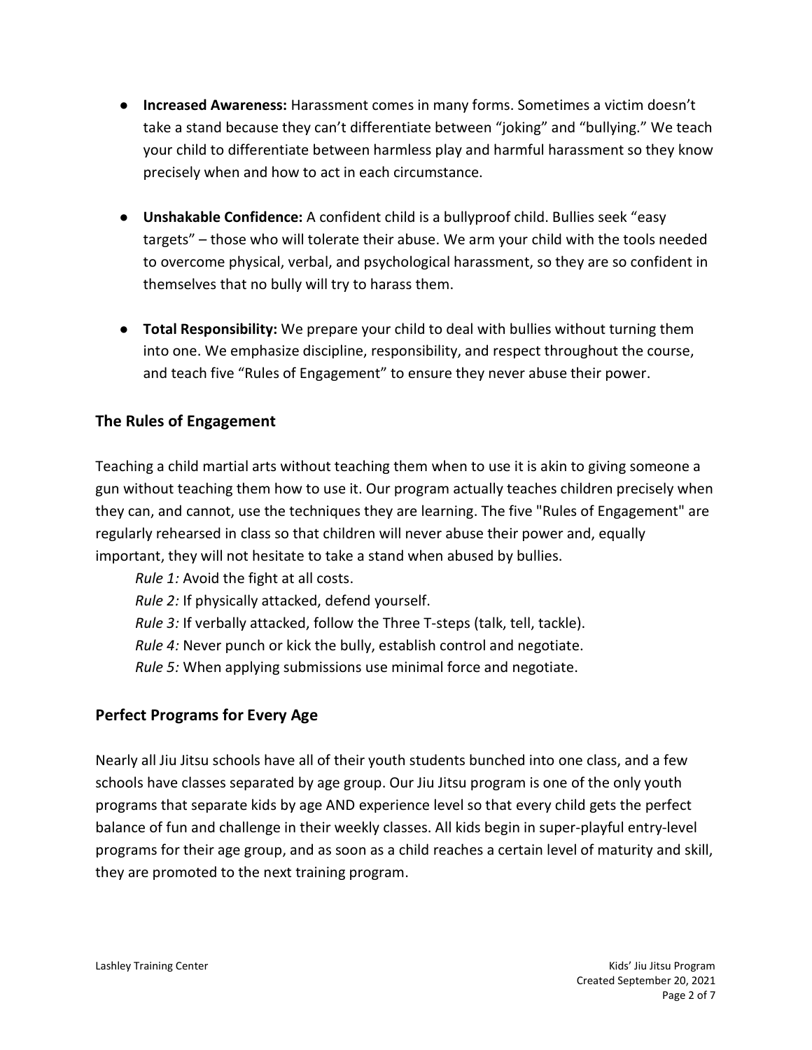- **Increased Awareness:** Harassment comes in many forms. Sometimes a victim doesn't take a stand because they can't differentiate between "joking" and "bullying." We teach your child to differentiate between harmless play and harmful harassment so they know precisely when and how to act in each circumstance.

- **Unshakable Confidence:** A confident child is a bullyproof child. Bullies seek "easy targets" – those who will tolerate their abuse. We arm your child with the tools needed to overcome physical, verbal, and psychological harassment, so they are so confident in themselves that no bully will try to harass them.

- **Total Responsibility:** We prepare your child to deal with bullies without turning them into one. We emphasize discipline, responsibility, and respect throughout the course, and teach five "Rules of Engagement" to ensure they never abuse their power.

## The Rules of Engagement

Teaching a child martial arts without teaching them when to use it is akin to giving someone a gun without teaching them how to use it. Our program actually teaches children precisely when they can, and cannot, use the techniques they are learning. The five "Rules of Engagement" are regularly rehearsed in class so that children will never abuse their power and, equally important, they will not hesitate to take a stand when abused by bullies.

*Rule 1:* Avoid the fight at all costs.
*Rule 2:* If physically attacked, defend yourself.
*Rule 3:* If verbally attacked, follow the Three T-steps (talk, tell, tackle).
*Rule 4:* Never punch or kick the bully, establish control and negotiate.
*Rule 5:* When applying submissions use minimal force and negotiate.

## Perfect Programs for Every Age

Nearly all Jiu Jitsu schools have all of their youth students bunched into one class, and a few schools have classes separated by age group. Our Jiu Jitsu program is one of the only youth programs that separate kids by age AND experience level so that every child gets the perfect balance of fun and challenge in their weekly classes. All kids begin in super-playful entry-level programs for their age group, and as soon as a child reaches a certain level of maturity and skill, they are promoted to the next training program.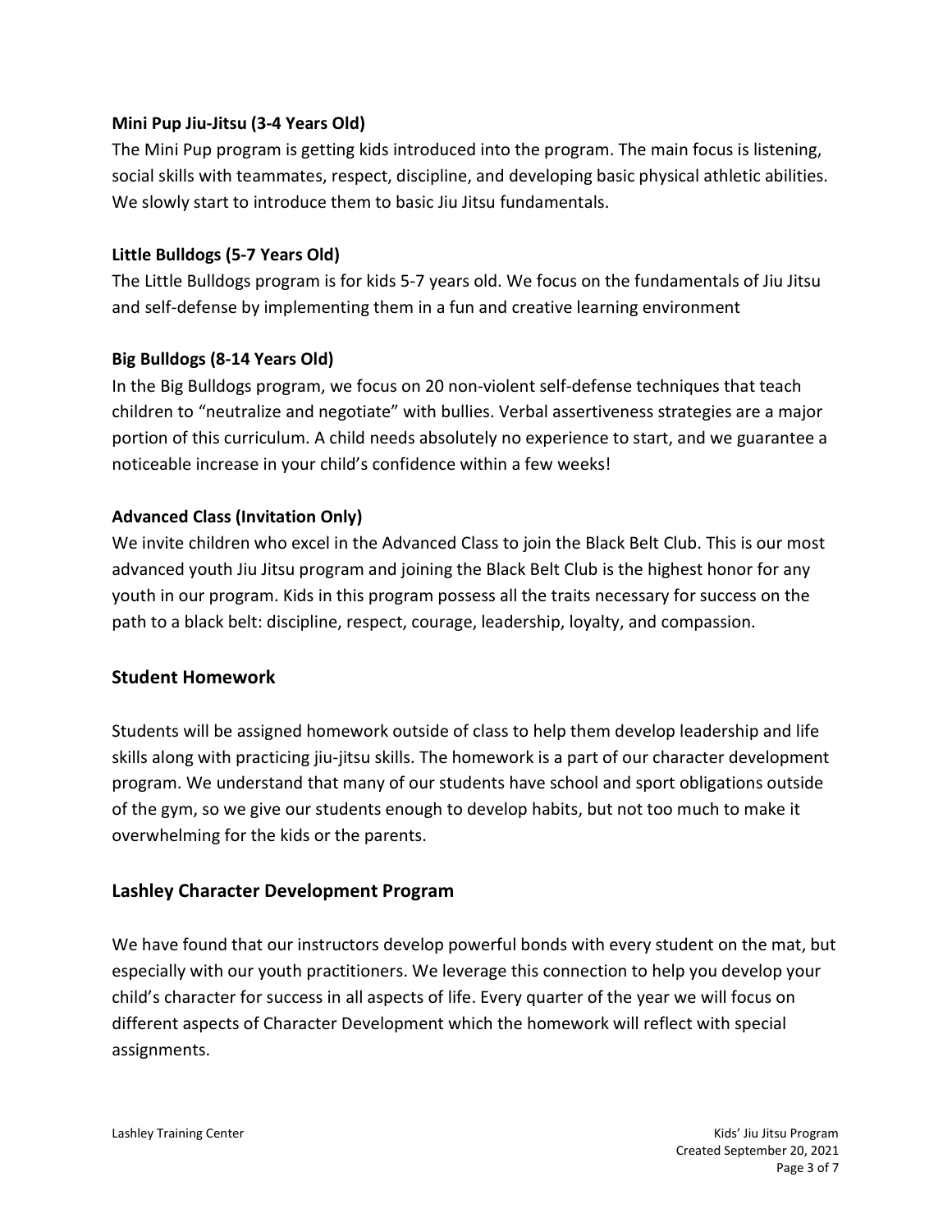### Mini Pup Jiu-Jitsu (3-4 Years Old)

The Mini Pup program is getting kids introduced into the program. The main focus is listening, social skills with teammates, respect, discipline, and developing basic physical athletic abilities. We slowly start to introduce them to basic Jiu Jitsu fundamentals.

### Little Bulldogs (5-7 Years Old)

The Little Bulldogs program is for kids 5-7 years old. We focus on the fundamentals of Jiu Jitsu and self-defense by implementing them in a fun and creative learning environment

### Big Bulldogs (8-14 Years Old)

In the Big Bulldogs program, we focus on 20 non-violent self-defense techniques that teach children to "neutralize and negotiate" with bullies. Verbal assertiveness strategies are a major portion of this curriculum. A child needs absolutely no experience to start, and we guarantee a noticeable increase in your child's confidence within a few weeks!

### Advanced Class (Invitation Only)

We invite children who excel in the Advanced Class to join the Black Belt Club. This is our most advanced youth Jiu Jitsu program and joining the Black Belt Club is the highest honor for any youth in our program. Kids in this program possess all the traits necessary for success on the path to a black belt: discipline, respect, courage, leadership, loyalty, and compassion.

## Student Homework

Students will be assigned homework outside of class to help them develop leadership and life skills along with practicing jiu-jitsu skills. The homework is a part of our character development program. We understand that many of our students have school and sport obligations outside of the gym, so we give our students enough to develop habits, but not too much to make it overwhelming for the kids or the parents.

## Lashley Character Development Program

We have found that our instructors develop powerful bonds with every student on the mat, but especially with our youth practitioners. We leverage this connection to help you develop your child's character for success in all aspects of life. Every quarter of the year we will focus on different aspects of Character Development which the homework will reflect with special assignments.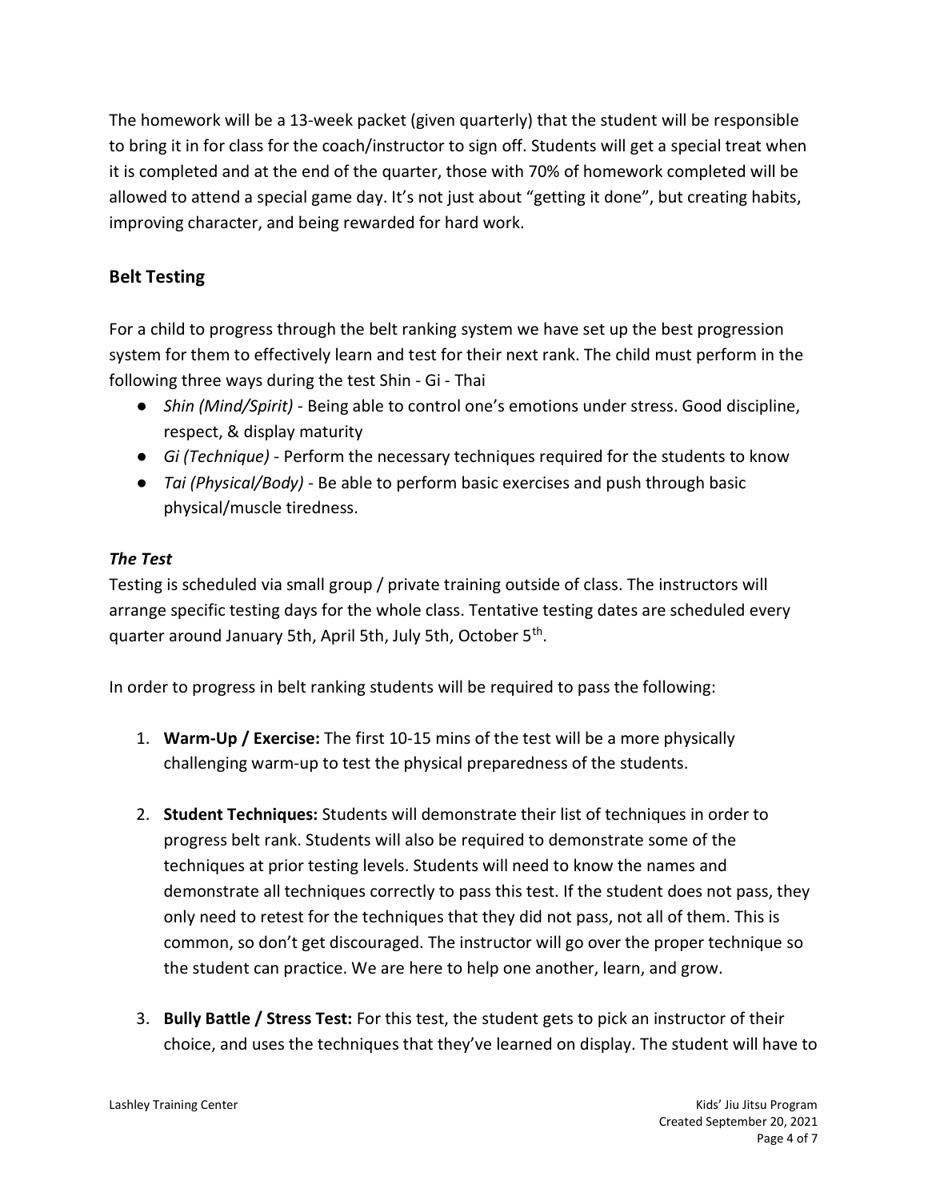The homework will be a 13-week packet (given quarterly) that the student will be responsible to bring it in for class for the coach/instructor to sign off. Students will get a special treat when it is completed and at the end of the quarter, those with 70% of homework completed will be allowed to attend a special game day. It's not just about "getting it done", but creating habits, improving character, and being rewarded for hard work.

## Belt Testing

For a child to progress through the belt ranking system we have set up the best progression system for them to effectively learn and test for their next rank. The child must perform in the following three ways during the test Shin - Gi - Thai

- *Shin (Mind/Spirit)* - Being able to control one's emotions under stress. Good discipline, respect, & display maturity
- *Gi (Technique)* - Perform the necessary techniques required for the students to know
- *Tai (Physical/Body)* - Be able to perform basic exercises and push through basic physical/muscle tiredness.

### *The Test*

Testing is scheduled via small group / private training outside of class. The instructors will arrange specific testing days for the whole class. Tentative testing dates are scheduled every quarter around January 5th, April 5th, July 5th, October 5th.

In order to progress in belt ranking students will be required to pass the following:

1. **Warm-Up / Exercise:** The first 10-15 mins of the test will be a more physically challenging warm-up to test the physical preparedness of the students.

2. **Student Techniques:** Students will demonstrate their list of techniques in order to progress belt rank. Students will also be required to demonstrate some of the techniques at prior testing levels. Students will need to know the names and demonstrate all techniques correctly to pass this test. If the student does not pass, they only need to retest for the techniques that they did not pass, not all of them. This is common, so don't get discouraged. The instructor will go over the proper technique so the student can practice. We are here to help one another, learn, and grow.

3. **Bully Battle / Stress Test:** For this test, the student gets to pick an instructor of their choice, and uses the techniques that they've learned on display. The student will have to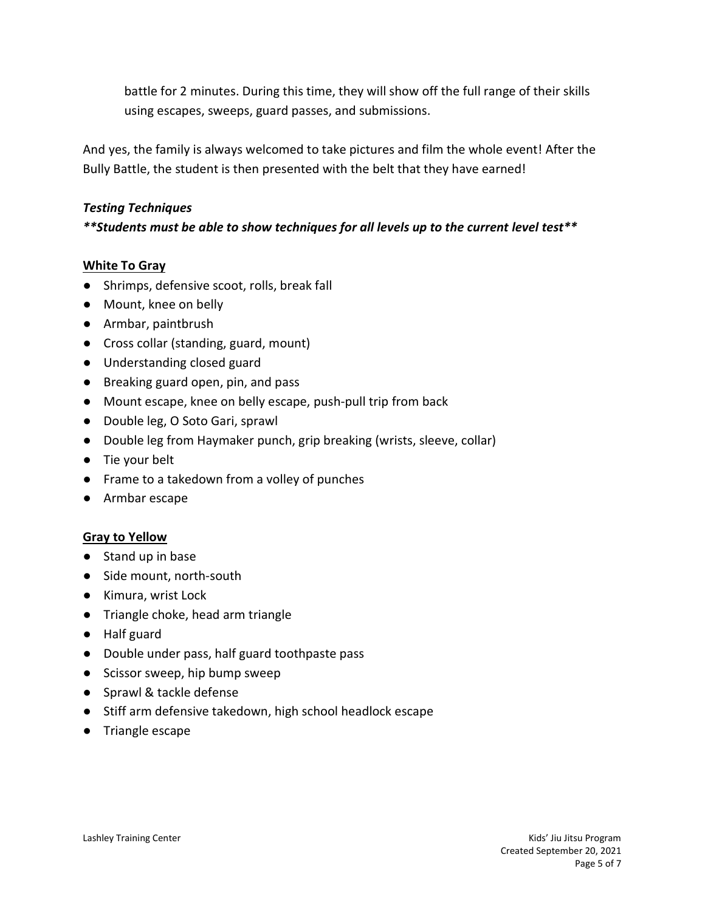battle for 2 minutes. During this time, they will show off the full range of their skills using escapes, sweeps, guard passes, and submissions.

And yes, the family is always welcomed to take pictures and film the whole event! After the Bully Battle, the student is then presented with the belt that they have earned!

***Testing Techniques***

***\*\*Students must be able to show techniques for all levels up to the current level test\*\****

**<u>White To Gray</u>**

- Shrimps, defensive scoot, rolls, break fall
- Mount, knee on belly
- Armbar, paintbrush
- Cross collar (standing, guard, mount)
- Understanding closed guard
- Breaking guard open, pin, and pass
- Mount escape, knee on belly escape, push-pull trip from back
- Double leg, O Soto Gari, sprawl
- Double leg from Haymaker punch, grip breaking (wrists, sleeve, collar)
- Tie your belt
- Frame to a takedown from a volley of punches
- Armbar escape

**<u>Gray to Yellow</u>**

- Stand up in base
- Side mount, north-south
- Kimura, wrist Lock
- Triangle choke, head arm triangle
- Half guard
- Double under pass, half guard toothpaste pass
- Scissor sweep, hip bump sweep
- Sprawl & tackle defense
- Stiff arm defensive takedown, high school headlock escape
- Triangle escape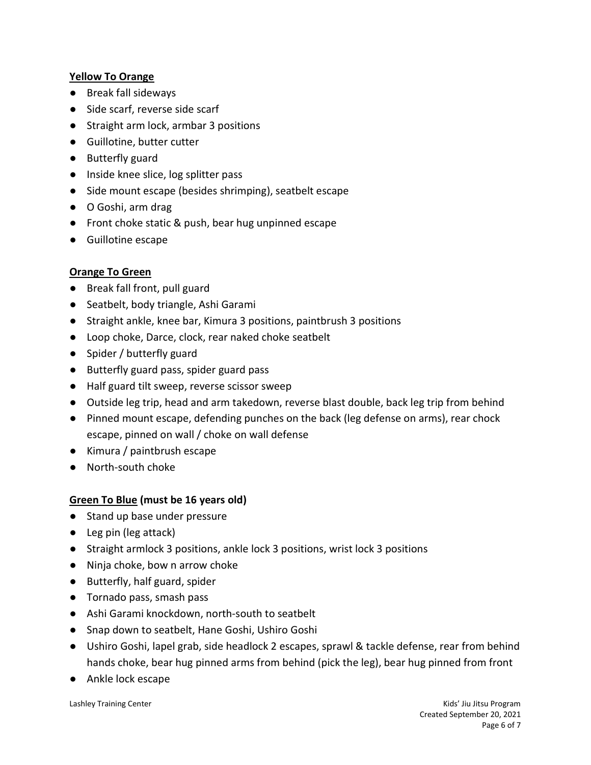**Yellow To Orange**

- Break fall sideways
- Side scarf, reverse side scarf
- Straight arm lock, armbar 3 positions
- Guillotine, butter cutter
- Butterfly guard
- Inside knee slice, log splitter pass
- Side mount escape (besides shrimping), seatbelt escape
- O Goshi, arm drag
- Front choke static & push, bear hug unpinned escape
- Guillotine escape

**Orange To Green**

- Break fall front, pull guard
- Seatbelt, body triangle, Ashi Garami
- Straight ankle, knee bar, Kimura 3 positions, paintbrush 3 positions
- Loop choke, Darce, clock, rear naked choke seatbelt
- Spider / butterfly guard
- Butterfly guard pass, spider guard pass
- Half guard tilt sweep, reverse scissor sweep
- Outside leg trip, head and arm takedown, reverse blast double, back leg trip from behind
- Pinned mount escape, defending punches on the back (leg defense on arms), rear chock escape, pinned on wall / choke on wall defense
- Kimura / paintbrush escape
- North-south choke

**Green To Blue (must be 16 years old)**

- Stand up base under pressure
- Leg pin (leg attack)
- Straight armlock 3 positions, ankle lock 3 positions, wrist lock 3 positions
- Ninja choke, bow n arrow choke
- Butterfly, half guard, spider
- Tornado pass, smash pass
- Ashi Garami knockdown, north-south to seatbelt
- Snap down to seatbelt, Hane Goshi, Ushiro Goshi
- Ushiro Goshi, lapel grab, side headlock 2 escapes, sprawl & tackle defense, rear from behind hands choke, bear hug pinned arms from behind (pick the leg), bear hug pinned from front
- Ankle lock escape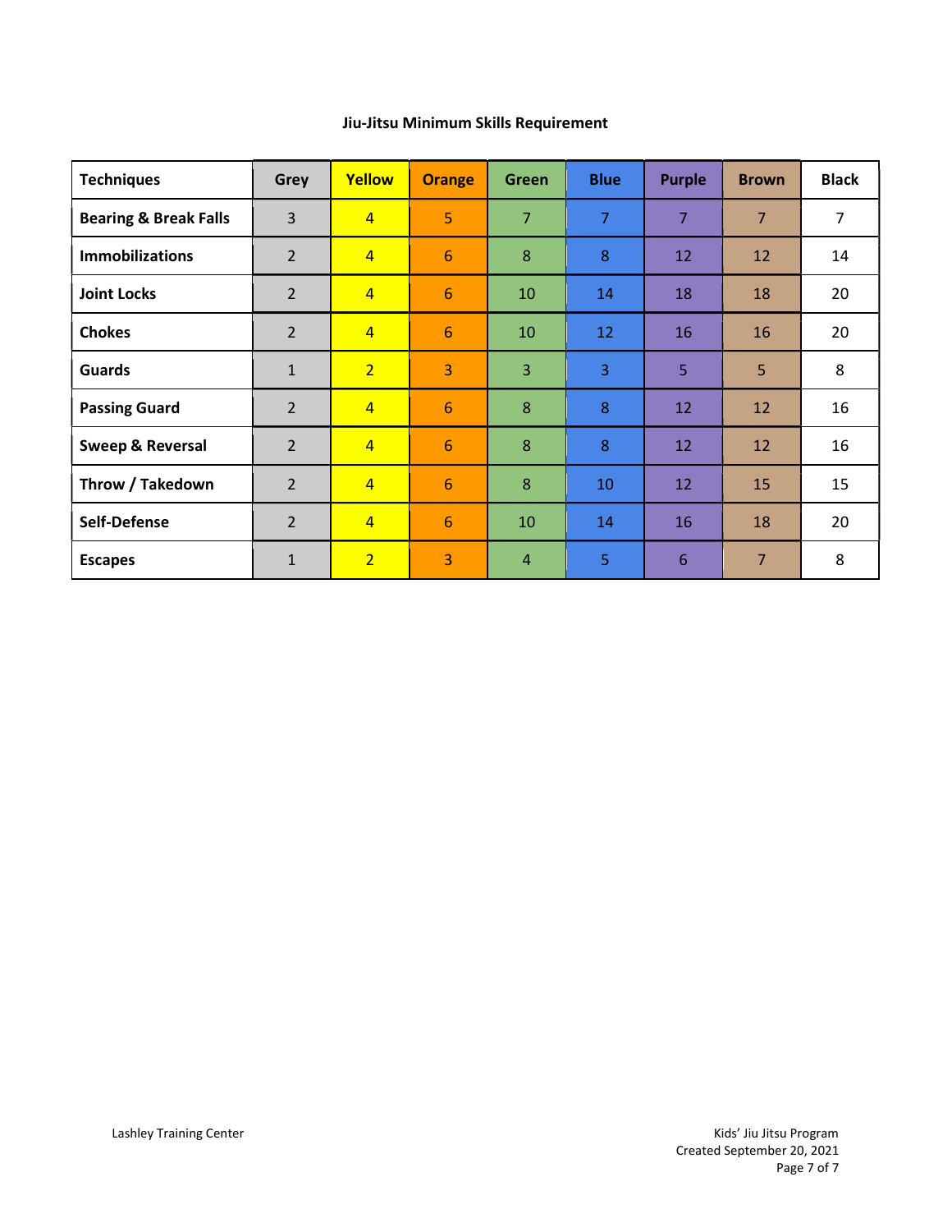## Jiu-Jitsu Minimum Skills Requirement

| Techniques | Grey | Yellow | Orange | Green | Blue | Purple | Brown | Black |
|---|---|---|---|---|---|---|---|---|
| **Bearing & Break Falls** | 3 | 4 | 5 | 7 | 7 | 7 | 7 | 7 |
| **Immobilizations** | 2 | 4 | 6 | 8 | 8 | 12 | 12 | 14 |
| **Joint Locks** | 2 | 4 | 6 | 10 | 14 | 18 | 18 | 20 |
| **Chokes** | 2 | 4 | 6 | 10 | 12 | 16 | 16 | 20 |
| **Guards** | 1 | 2 | 3 | 3 | 3 | 5 | 5 | 8 |
| **Passing Guard** | 2 | 4 | 6 | 8 | 8 | 12 | 12 | 16 |
| **Sweep & Reversal** | 2 | 4 | 6 | 8 | 8 | 12 | 12 | 16 |
| **Throw / Takedown** | 2 | 4 | 6 | 8 | 10 | 12 | 15 | 15 |
| **Self-Defense** | 2 | 4 | 6 | 10 | 14 | 16 | 18 | 20 |
| **Escapes** | 1 | 2 | 3 | 4 | 5 | 6 | 7 | 8 |